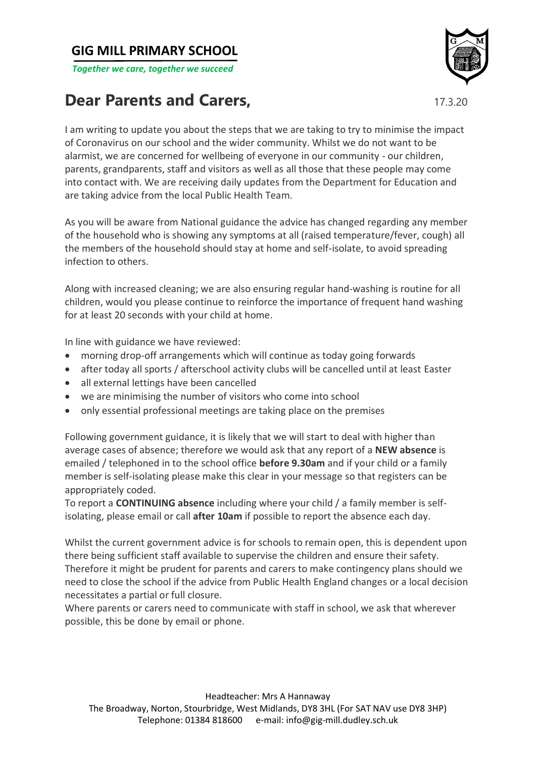# GIG MILL PRIMARY SCHOOL

*Together we care, together we succeed*

## Dear Parents and Carers,

17.3.20

I am writing to update you about the steps that we are taking to try to minimise the impact of Coronavirus on our school and the wider community. Whilst we do not want to be alarmist, we are concerned for wellbeing of everyone in our community - our children, parents, grandparents, staff and visitors as well as all those that these people may come into contact with. We are receiving daily updates from the Department for Education and are taking advice from the local Public Health Team.

As you will be aware from National guidance the advice has changed regarding any member of the household who is showing any symptoms at all (raised temperature/fever, cough) all the members of the household should stay at home and self-isolate, to avoid spreading infection to others.

Along with increased cleaning; we are also ensuring regular hand-washing is routine for all children, would you please continue to reinforce the importance of frequent hand washing for at least 20 seconds with your child at home.

In line with guidance we have reviewed:

- morning drop-off arrangements which will continue as today going forwards
- after today all sports / afterschool activity clubs will be cancelled until at least Easter
- all external lettings have been cancelled
- we are minimising the number of visitors who come into school
- only essential professional meetings are taking place on the premises

Following government guidance, it is likely that we will start to deal with higher than average cases of absence; therefore we would ask that any report of a **NEW absence** is emailed / telephoned in to the school office **before 9.30am** and if your child or a family member is self-isolating please make this clear in your message so that registers can be appropriately coded.
To report a **CONTINUING absence** including where your child / a family member is self-isolating, please email or call **after 10am** if possible to report the absence each day.

Whilst the current government advice is for schools to remain open, this is dependent upon there being sufficient staff available to supervise the children and ensure their safety. Therefore it might be prudent for parents and carers to make contingency plans should we need to close the school if the advice from Public Health England changes or a local decision necessitates a partial or full closure.
Where parents or carers need to communicate with staff in school, we ask that wherever possible, this be done by email or phone.

Headteacher: Mrs A Hannaway
The Broadway, Norton, Stourbridge, West Midlands, DY8 3HL (For SAT NAV use DY8 3HP)
Telephone: 01384 818600 e-mail: info@gig-mill.dudley.sch.uk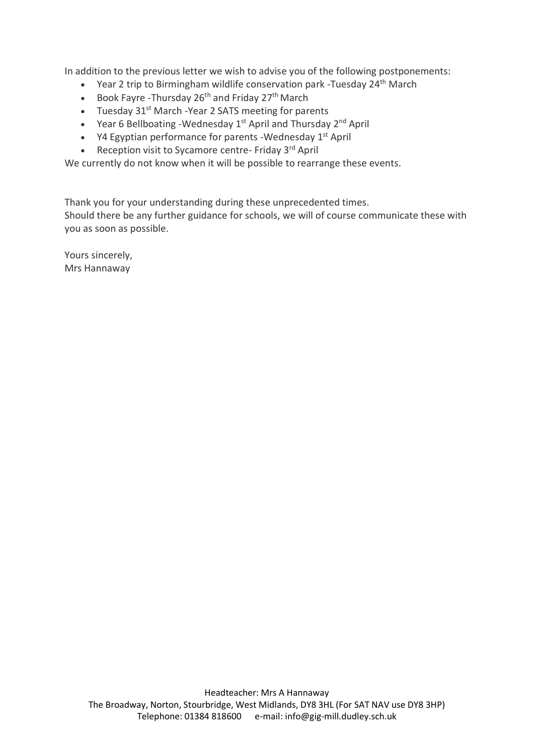In addition to the previous letter we wish to advise you of the following postponements:

- Year 2 trip to Birmingham wildlife conservation park -Tuesday 24th March
- Book Fayre -Thursday 26th and Friday 27th March
- Tuesday 31st March -Year 2 SATS meeting for parents
- Year 6 Bellboating -Wednesday 1st April and Thursday 2nd April
- Y4 Egyptian performance for parents -Wednesday 1st April
- Reception visit to Sycamore centre- Friday 3rd April

We currently do not know when it will be possible to rearrange these events.

Thank you for your understanding during these unprecedented times.
Should there be any further guidance for schools, we will of course communicate these with you as soon as possible.

Yours sincerely,
Mrs Hannaway